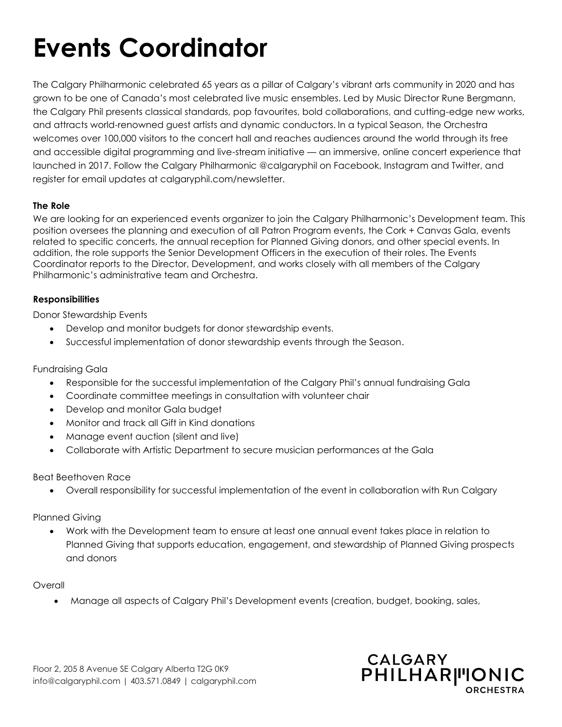# Events Coordinator

The Calgary Philharmonic celebrated 65 years as a pillar of Calgary's vibrant arts community in 2020 and has grown to be one of Canada's most celebrated live music ensembles. Led by Music Director Rune Bergmann, the Calgary Phil presents classical standards, pop favourites, bold collaborations, and cutting-edge new works, and attracts world-renowned guest artists and dynamic conductors. In a typical Season, the Orchestra welcomes over 100,000 visitors to the concert hall and reaches audiences around the world through its free and accessible digital programming and live-stream initiative — an immersive, online concert experience that launched in 2017. Follow the Calgary Philharmonic @calgaryphil on Facebook, Instagram and Twitter, and register for email updates at calgaryphil.com/newsletter.

**The Role**

We are looking for an experienced events organizer to join the Calgary Philharmonic's Development team. This position oversees the planning and execution of all Patron Program events, the Cork + Canvas Gala, events related to specific concerts, the annual reception for Planned Giving donors, and other special events. In addition, the role supports the Senior Development Officers in the execution of their roles. The Events Coordinator reports to the Director, Development, and works closely with all members of the Calgary Philharmonic's administrative team and Orchestra.

**Responsibilities**

Donor Stewardship Events

- Develop and monitor budgets for donor stewardship events.
- Successful implementation of donor stewardship events through the Season.

Fundraising Gala

- Responsible for the successful implementation of the Calgary Phil's annual fundraising Gala
- Coordinate committee meetings in consultation with volunteer chair
- Develop and monitor Gala budget
- Monitor and track all Gift in Kind donations
- Manage event auction (silent and live)
- Collaborate with Artistic Department to secure musician performances at the Gala

Beat Beethoven Race

- Overall responsibility for successful implementation of the event in collaboration with Run Calgary

Planned Giving

- Work with the Development team to ensure at least one annual event takes place in relation to Planned Giving that supports education, engagement, and stewardship of Planned Giving prospects and donors

Overall

- Manage all aspects of Calgary Phil's Development events (creation, budget, booking, sales,

Floor 2, 205 8 Avenue SE Calgary Alberta T2G 0K9
info@calgaryphil.com | 403.571.0849 | calgaryphil.com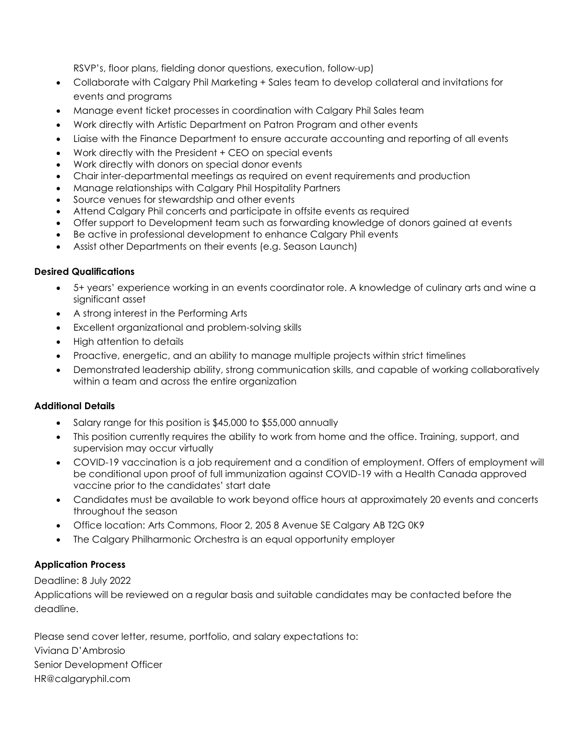RSVP's, floor plans, fielding donor questions, execution, follow-up)

- Collaborate with Calgary Phil Marketing + Sales team to develop collateral and invitations for events and programs
- Manage event ticket processes in coordination with Calgary Phil Sales team
- Work directly with Artistic Department on Patron Program and other events
- Liaise with the Finance Department to ensure accurate accounting and reporting of all events
- Work directly with the President + CEO on special events
- Work directly with donors on special donor events
- Chair inter-departmental meetings as required on event requirements and production
- Manage relationships with Calgary Phil Hospitality Partners
- Source venues for stewardship and other events
- Attend Calgary Phil concerts and participate in offsite events as required
- Offer support to Development team such as forwarding knowledge of donors gained at events
- Be active in professional development to enhance Calgary Phil events
- Assist other Departments on their events (e.g. Season Launch)

**Desired Qualifications**

- 5+ years' experience working in an events coordinator role. A knowledge of culinary arts and wine a significant asset
- A strong interest in the Performing Arts
- Excellent organizational and problem-solving skills
- High attention to details
- Proactive, energetic, and an ability to manage multiple projects within strict timelines
- Demonstrated leadership ability, strong communication skills, and capable of working collaboratively within a team and across the entire organization

**Additional Details**

- Salary range for this position is $45,000 to $55,000 annually
- This position currently requires the ability to work from home and the office. Training, support, and supervision may occur virtually
- COVID-19 vaccination is a job requirement and a condition of employment. Offers of employment will be conditional upon proof of full immunization against COVID-19 with a Health Canada approved vaccine prior to the candidates' start date
- Candidates must be available to work beyond office hours at approximately 20 events and concerts throughout the season
- Office location: Arts Commons, Floor 2, 205 8 Avenue SE Calgary AB T2G 0K9
- The Calgary Philharmonic Orchestra is an equal opportunity employer

**Application Process**

Deadline: 8 July 2022

Applications will be reviewed on a regular basis and suitable candidates may be contacted before the deadline.

Please send cover letter, resume, portfolio, and salary expectations to:

Viviana D'Ambrosio

Senior Development Officer

HR@calgaryphil.com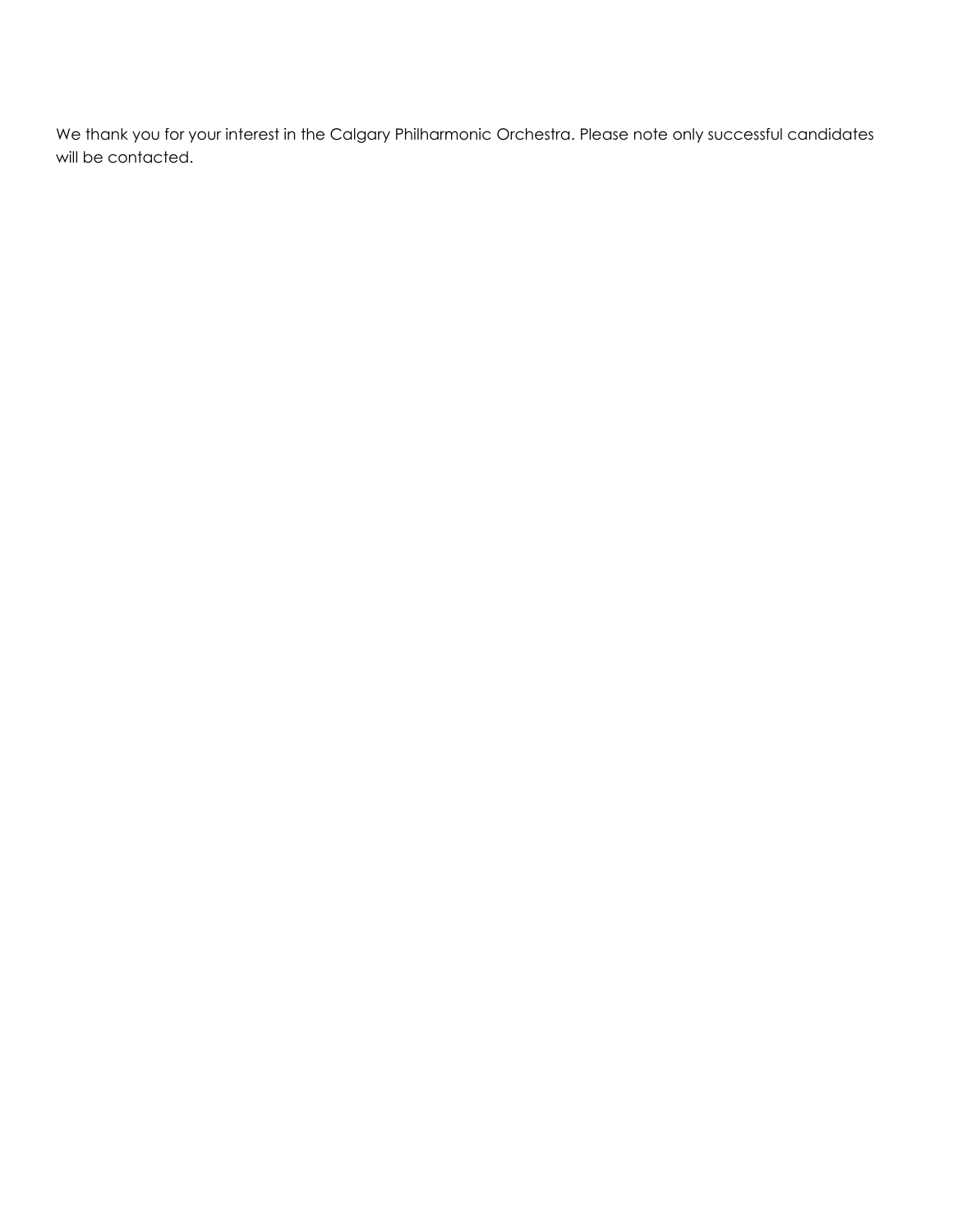We thank you for your interest in the Calgary Philharmonic Orchestra. Please note only successful candidates will be contacted.